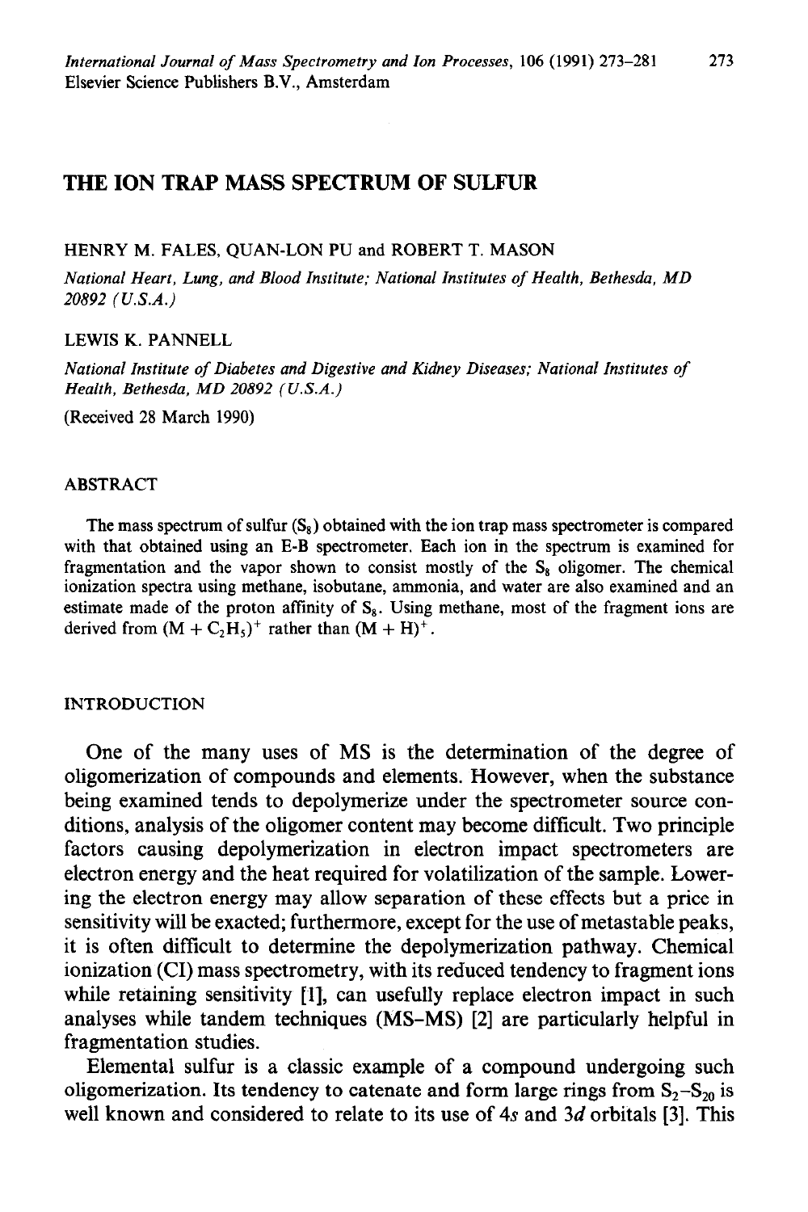# THE ION TRAP MASS SPECTRUM OF SULFUR

HENRY M. FALES, QUAN-LON PU and ROBERT T. MASON

*National Heart, Lung, and Blood Institute; National Institutes of Health, Bethesda, MD 20892 (U.S.A.)*

LEWIS K. PANNELL

*National Institute of Diabetes and Digestive and Kidney Diseases; National Institutes of Health, Bethesda, MD 20892 (U.S.A.)*

(Received 28 March 1990)

## ABSTRACT

The mass spectrum of sulfur ($S_8$) obtained with the ion trap mass spectrometer is compared with that obtained using an E-B spectrometer. Each ion in the spectrum is examined for fragmentation and the vapor shown to consist mostly of the $S_8$ oligomer. The chemical ionization spectra using methane, isobutane, ammonia, and water are also examined and an estimate made of the proton affinity of $S_8$. Using methane, most of the fragment ions are derived from $(M + C_2H_5)^+$ rather than $(M + H)^+$.

## INTRODUCTION

One of the many uses of MS is the determination of the degree of oligomerization of compounds and elements. However, when the substance being examined tends to depolymerize under the spectrometer source conditions, analysis of the oligomer content may become difficult. Two principle factors causing depolymerization in electron impact spectrometers are electron energy and the heat required for volatilization of the sample. Lowering the electron energy may allow separation of these effects but a price in sensitivity will be exacted; furthermore, except for the use of metastable peaks, it is often difficult to determine the depolymerization pathway. Chemical ionization (CI) mass spectrometry, with its reduced tendency to fragment ions while retaining sensitivity [1], can usefully replace electron impact in such analyses while tandem techniques (MS–MS) [2] are particularly helpful in fragmentation studies.

Elemental sulfur is a classic example of a compound undergoing such oligomerization. Its tendency to catenate and form large rings from $S_2$–$S_{20}$ is well known and considered to relate to its use of 4*s* and 3*d* orbitals [3]. This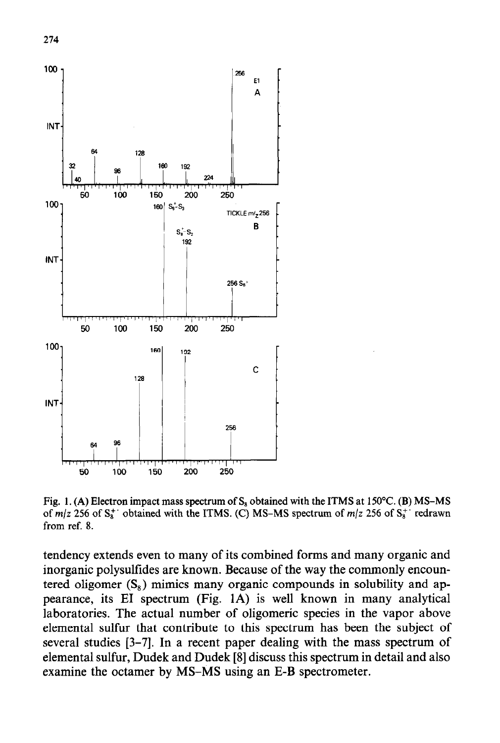Fig. 1. (A) Electron impact mass spectrum of $S_8$ obtained with the ITMS at 150°C. (B) MS–MS of $m/z$ 256 of $S_8^{+\cdot}$ obtained with the ITMS. (C) MS–MS spectrum of $m/z$ 256 of $S_8^{+\cdot}$ redrawn from ref. 8.

tendency extends even to many of its combined forms and many organic and inorganic polysulfides are known. Because of the way the commonly encountered oligomer ($S_8$) mimics many organic compounds in solubility and appearance, its EI spectrum (Fig. 1A) is well known in many analytical laboratories. The actual number of oligomeric species in the vapor above elemental sulfur that contribute to this spectrum has been the subject of several studies [3–7]. In a recent paper dealing with the mass spectrum of elemental sulfur, Dudek and Dudek [8] discuss this spectrum in detail and also examine the octamer by MS–MS using an E-B spectrometer.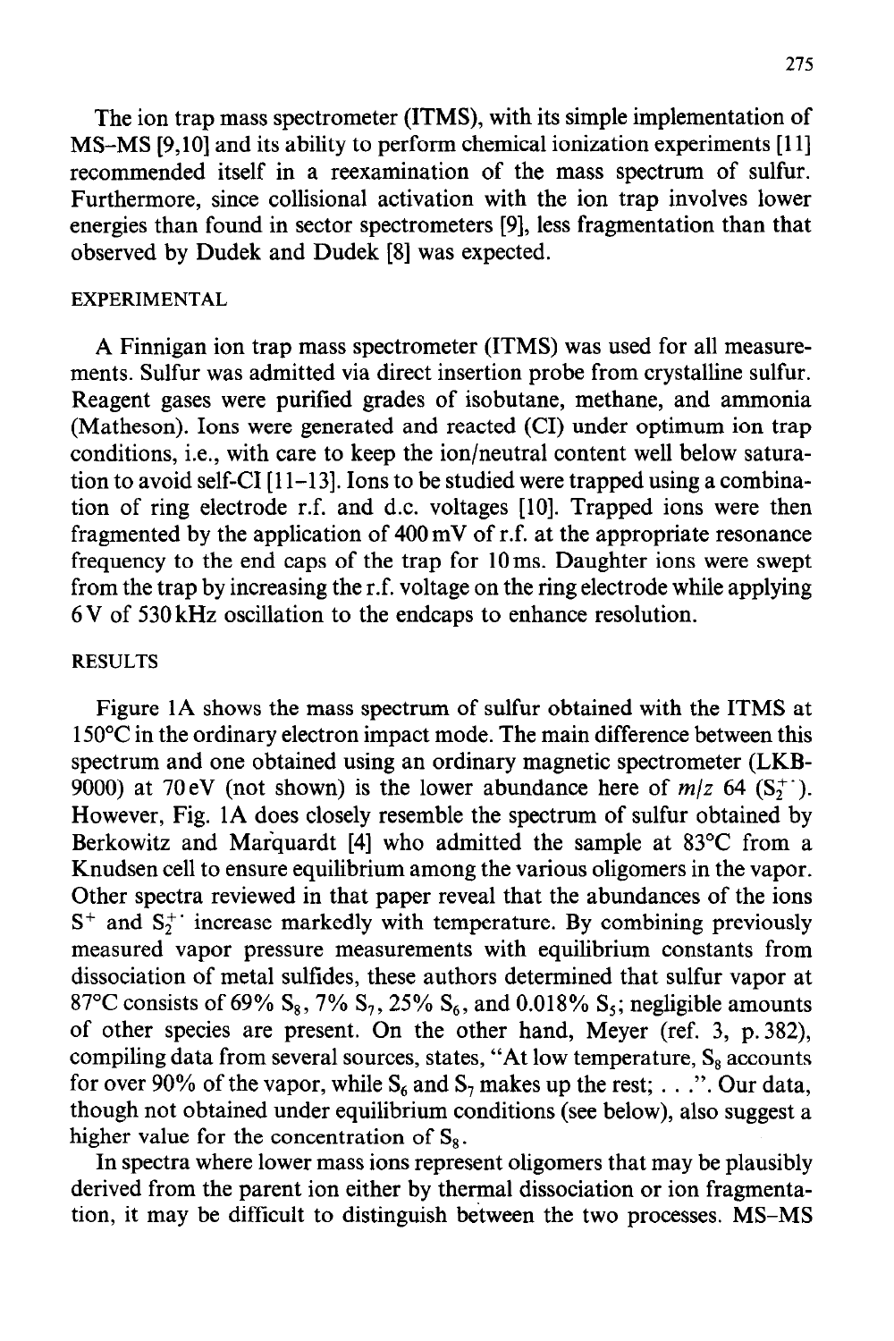The ion trap mass spectrometer (ITMS), with its simple implementation of MS–MS [9,10] and its ability to perform chemical ionization experiments [11] recommended itself in a reexamination of the mass spectrum of sulfur. Furthermore, since collisional activation with the ion trap involves lower energies than found in sector spectrometers [9], less fragmentation than that observed by Dudek and Dudek [8] was expected.

## EXPERIMENTAL

A Finnigan ion trap mass spectrometer (ITMS) was used for all measurements. Sulfur was admitted via direct insertion probe from crystalline sulfur. Reagent gases were purified grades of isobutane, methane, and ammonia (Matheson). Ions were generated and reacted (CI) under optimum ion trap conditions, i.e., with care to keep the ion/neutral content well below saturation to avoid self-CI [11–13]. Ions to be studied were trapped using a combination of ring electrode r.f. and d.c. voltages [10]. Trapped ions were then fragmented by the application of 400 mV of r.f. at the appropriate resonance frequency to the end caps of the trap for 10 ms. Daughter ions were swept from the trap by increasing the r.f. voltage on the ring electrode while applying 6 V of 530 kHz oscillation to the endcaps to enhance resolution.

## RESULTS

Figure 1A shows the mass spectrum of sulfur obtained with the ITMS at 150°C in the ordinary electron impact mode. The main difference between this spectrum and one obtained using an ordinary magnetic spectrometer (LKB-9000) at 70 eV (not shown) is the lower abundance here of *m/z* 64 ($S_2^{+\cdot}$). However, Fig. 1A does closely resemble the spectrum of sulfur obtained by Berkowitz and Marquardt [4] who admitted the sample at 83°C from a Knudsen cell to ensure equilibrium among the various oligomers in the vapor. Other spectra reviewed in that paper reveal that the abundances of the ions $S^+$ and $S_2^{+\cdot}$ increase markedly with temperature. By combining previously measured vapor pressure measurements with equilibrium constants from dissociation of metal sulfides, these authors determined that sulfur vapor at 87°C consists of 69% $S_8$, 7% $S_7$, 25% $S_6$, and 0.018% $S_5$; negligible amounts of other species are present. On the other hand, Meyer (ref. 3, p. 382), compiling data from several sources, states, "At low temperature, $S_8$ accounts for over 90% of the vapor, while $S_6$ and $S_7$ makes up the rest; . . .". Our data, though not obtained under equilibrium conditions (see below), also suggest a higher value for the concentration of $S_8$.

In spectra where lower mass ions represent oligomers that may be plausibly derived from the parent ion either by thermal dissociation or ion fragmentation, it may be difficult to distinguish between the two processes. MS–MS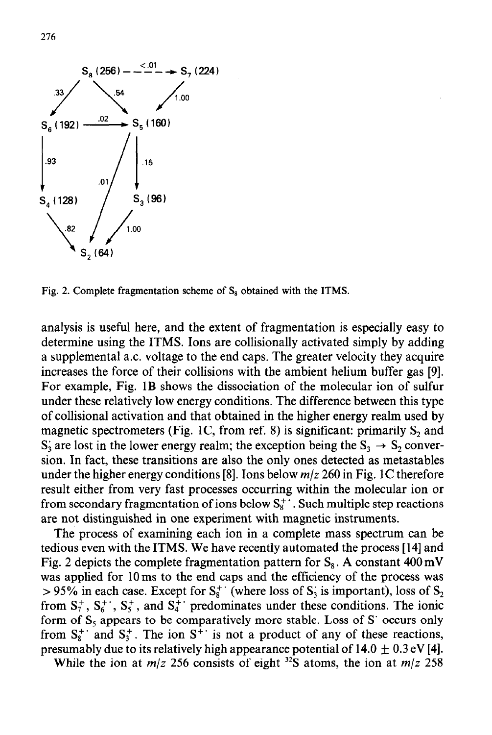Fig. 2. Complete fragmentation scheme of $S_8$ obtained with the ITMS.

analysis is useful here, and the extent of fragmentation is especially easy to determine using the ITMS. Ions are collisionally activated simply by adding a supplemental a.c. voltage to the end caps. The greater velocity they acquire increases the force of their collisions with the ambient helium buffer gas [9]. For example, Fig. 1B shows the dissociation of the molecular ion of sulfur under these relatively low energy conditions. The difference between this type of collisional activation and that obtained in the higher energy realm used by magnetic spectrometers (Fig. 1C, from ref. 8) is significant: primarily $S_2$ and $S_3^{\cdot}$ are lost in the lower energy realm; the exception being the $S_3 \rightarrow S_2$ conversion. In fact, these transitions are also the only ones detected as metastables under the higher energy conditions [8]. Ions below *m/z* 260 in Fig. 1C therefore result either from very fast processes occurring within the molecular ion or from secondary fragmentation of ions below $S_8^{+\cdot}$. Such multiple step reactions are not distinguished in one experiment with magnetic instruments.

The process of examining each ion in a complete mass spectrum can be tedious even with the ITMS. We have recently automated the process [14] and Fig. 2 depicts the complete fragmentation pattern for $S_8$. A constant 400 mV was applied for 10 ms to the end caps and the efficiency of the process was > 95% in each case. Except for $S_8^{+\cdot}$ (where loss of $S_3^{\cdot}$ is important), loss of $S_2$ from $S_7^{+}$, $S_6^{+\cdot}$, $S_5^{+}$, and $S_4^{+\cdot}$ predominates under these conditions. The ionic form of $S_5$ appears to be comparatively more stable. Loss of $S^{\cdot}$ occurs only from $S_8^{+\cdot}$ and $S_3^{+}$. The ion $S^{+\cdot}$ is not a product of any of these reactions, presumably due to its relatively high appearance potential of 14.0 ± 0.3 eV [4].

While the ion at *m/z* 256 consists of eight $^{32}S$ atoms, the ion at *m/z* 258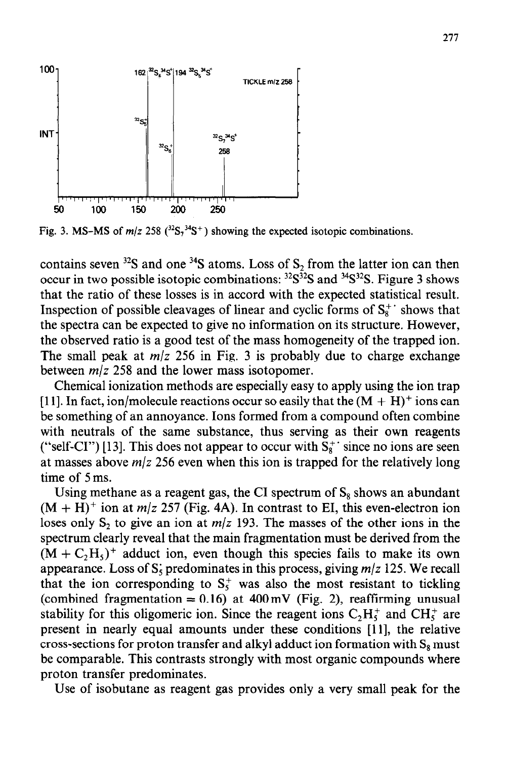Fig. 3. MS-MS of $m/z$ 258 ($^{32}S_7{}^{34}S^+$) showing the expected isotopic combinations.

contains seven $^{32}S$ and one $^{34}S$ atoms. Loss of $S_2$ from the latter ion can then occur in two possible isotopic combinations: $^{32}S^{32}S$ and $^{34}S^{32}S$. Figure 3 shows that the ratio of these losses is in accord with the expected statistical result. Inspection of possible cleavages of linear and cyclic forms of $S_8^{+\cdot}$ shows that the spectra can be expected to give no information on its structure. However, the observed ratio is a good test of the mass homogeneity of the trapped ion. The small peak at $m/z$ 256 in Fig. 3 is probably due to charge exchange between $m/z$ 258 and the lower mass isotopomer.

Chemical ionization methods are especially easy to apply using the ion trap [11]. In fact, ion/molecule reactions occur so easily that the $(M + H)^+$ ions can be something of an annoyance. Ions formed from a compound often combine with neutrals of the same substance, thus serving as their own reagents ("self-CI") [13]. This does not appear to occur with $S_8^{+\cdot}$ since no ions are seen at masses above $m/z$ 256 even when this ion is trapped for the relatively long time of 5 ms.

Using methane as a reagent gas, the CI spectrum of $S_8$ shows an abundant $(M + H)^+$ ion at $m/z$ 257 (Fig. 4A). In contrast to EI, this even-electron ion loses only $S_2$ to give an ion at $m/z$ 193. The masses of the other ions in the spectrum clearly reveal that the main fragmentation must be derived from the $(M + C_2H_5)^+$ adduct ion, even though this species fails to make its own appearance. Loss of $S_5^{\cdot}$ predominates in this process, giving $m/z$ 125. We recall that the ion corresponding to $S_5^+$ was also the most resistant to tickling (combined fragmentation = 0.16) at 400 mV (Fig. 2), reaffirming unusual stability for this oligomeric ion. Since the reagent ions $C_2H_5^+$ and $CH_5^+$ are present in nearly equal amounts under these conditions [11], the relative cross-sections for proton transfer and alkyl adduct ion formation with $S_8$ must be comparable. This contrasts strongly with most organic compounds where proton transfer predominates.

Use of isobutane as reagent gas provides only a very small peak for the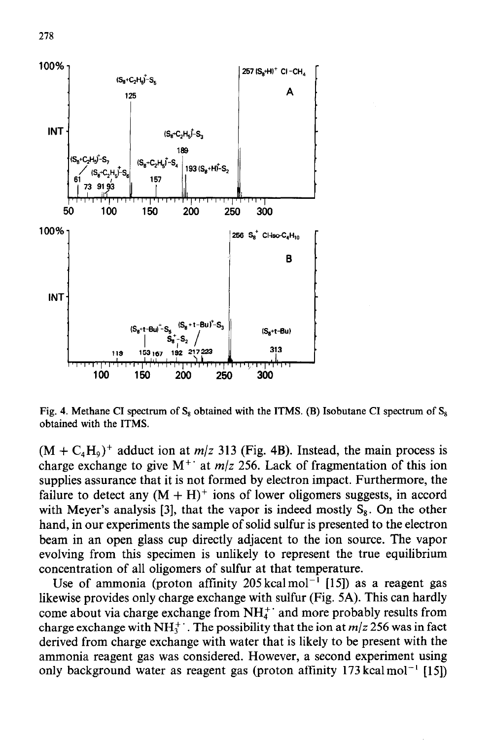Fig. 4. Methane CI spectrum of $S_8$ obtained with the ITMS. (B) Isobutane CI spectrum of $S_8$ obtained with the ITMS.

$(M + C_4H_9)^+$ adduct ion at $m/z$ 313 (Fig. 4B). Instead, the main process is charge exchange to give $M^{+\cdot}$ at $m/z$ 256. Lack of fragmentation of this ion supplies assurance that it is not formed by electron impact. Furthermore, the failure to detect any $(M + H)^+$ ions of lower oligomers suggests, in accord with Meyer's analysis [3], that the vapor is indeed mostly $S_8$. On the other hand, in our experiments the sample of solid sulfur is presented to the electron beam in an open glass cup directly adjacent to the ion source. The vapor evolving from this specimen is unlikely to represent the true equilibrium concentration of all oligomers of sulfur at that temperature.

Use of ammonia (proton affinity 205 kcal mol$^{-1}$ [15]) as a reagent gas likewise provides only charge exchange with sulfur (Fig. 5A). This can hardly come about via charge exchange from $NH_4^{+\cdot}$ and more probably results from charge exchange with $NH_3^{+\cdot}$. The possibility that the ion at $m/z$ 256 was in fact derived from charge exchange with water that is likely to be present with the ammonia reagent gas was considered. However, a second experiment using only background water as reagent gas (proton affinity 173 kcal mol$^{-1}$ [15])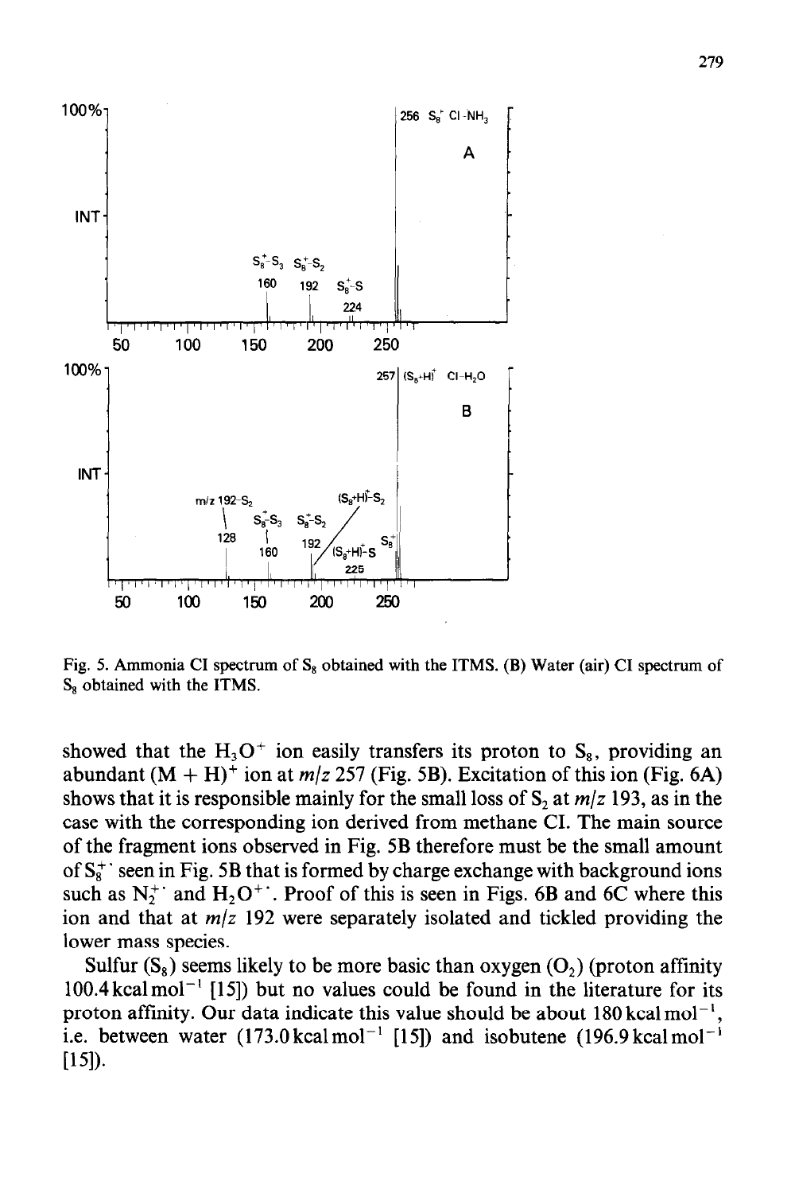Fig. 5. Ammonia CI spectrum of $S_8$ obtained with the ITMS. (B) Water (air) CI spectrum of $S_8$ obtained with the ITMS.

showed that the $H_3O^+$ ion easily transfers its proton to $S_8$, providing an abundant $(M + H)^+$ ion at *m/z* 257 (Fig. 5B). Excitation of this ion (Fig. 6A) shows that it is responsible mainly for the small loss of $S_2$ at *m/z* 193, as in the case with the corresponding ion derived from methane CI. The main source of the fragment ions observed in Fig. 5B therefore must be the small amount of $S_8^{+\cdot}$ seen in Fig. 5B that is formed by charge exchange with background ions such as $N_2^{+\cdot}$ and $H_2O^{+\cdot}$. Proof of this is seen in Figs. 6B and 6C where this ion and that at *m/z* 192 were separately isolated and tickled providing the lower mass species.

Sulfur ($S_8$) seems likely to be more basic than oxygen ($O_2$) (proton affinity 100.4 kcal mol$^{-1}$ [15]) but no values could be found in the literature for its proton affinity. Our data indicate this value should be about 180 kcal mol$^{-1}$, i.e. between water (173.0 kcal mol$^{-1}$ [15]) and isobutene (196.9 kcal mol$^{-1}$ [15]).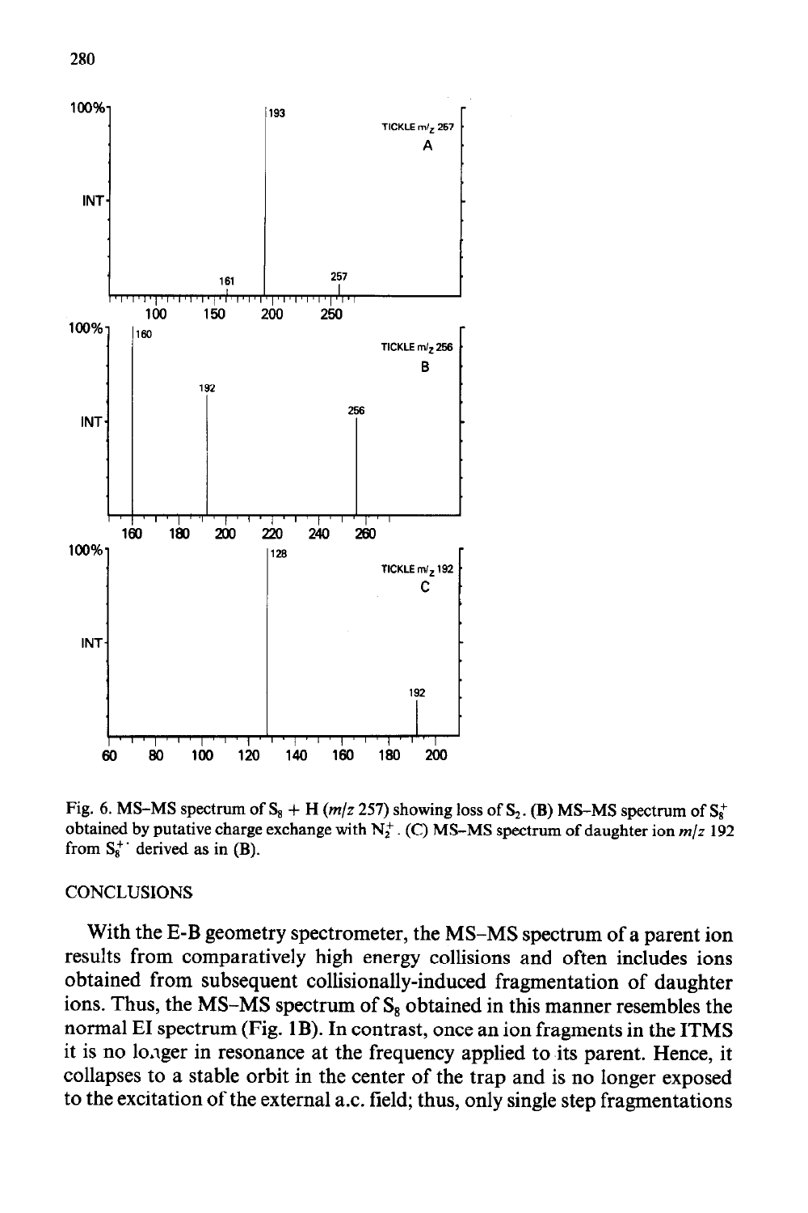Fig. 6. MS–MS spectrum of $S_8$ + H (*m/z* 257) showing loss of $S_2$. (B) MS–MS spectrum of $S_8^+$ obtained by putative charge exchange with $N_2^+$. (C) MS–MS spectrum of daughter ion *m/z* 192 from $S_8^{+\cdot}$ derived as in (B).

## CONCLUSIONS

With the E-B geometry spectrometer, the MS–MS spectrum of a parent ion results from comparatively high energy collisions and often includes ions obtained from subsequent collisionally-induced fragmentation of daughter ions. Thus, the MS–MS spectrum of $S_8$ obtained in this manner resembles the normal EI spectrum (Fig. 1B). In contrast, once an ion fragments in the ITMS it is no longer in resonance at the frequency applied to its parent. Hence, it collapses to a stable orbit in the center of the trap and is no longer exposed to the excitation of the external a.c. field; thus, only single step fragmentations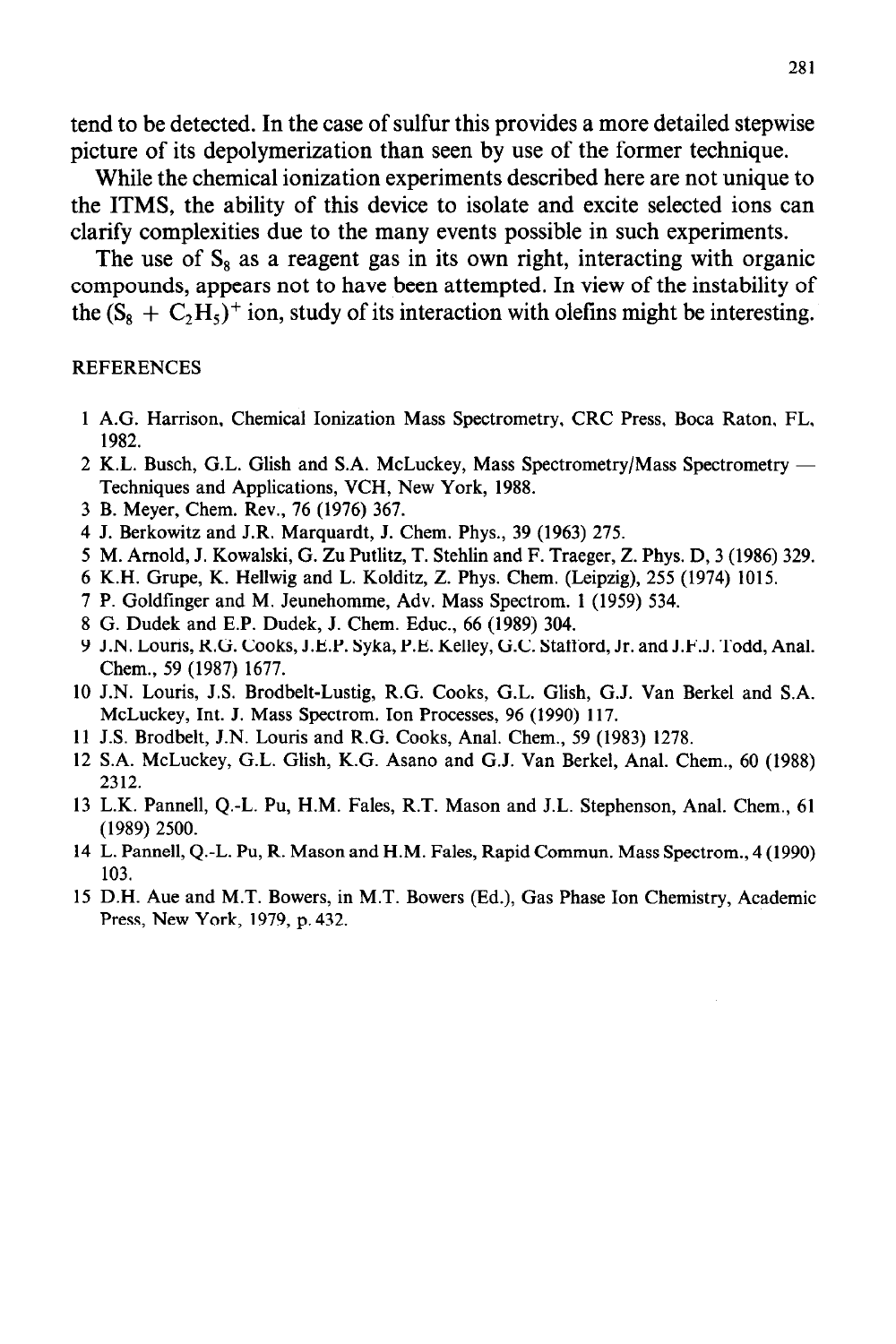tend to be detected. In the case of sulfur this provides a more detailed stepwise picture of its depolymerization than seen by use of the former technique.

While the chemical ionization experiments described here are not unique to the ITMS, the ability of this device to isolate and excite selected ions can clarify complexities due to the many events possible in such experiments.

The use of $S_8$ as a reagent gas in its own right, interacting with organic compounds, appears not to have been attempted. In view of the instability of the $(S_8 + C_2H_5)^+$ ion, study of its interaction with olefins might be interesting.

## REFERENCES

1. A.G. Harrison, Chemical Ionization Mass Spectrometry, CRC Press, Boca Raton, FL, 1982.
2. K.L. Busch, G.L. Glish and S.A. McLuckey, Mass Spectrometry/Mass Spectrometry — Techniques and Applications, VCH, New York, 1988.
3. B. Meyer, Chem. Rev., 76 (1976) 367.
4. J. Berkowitz and J.R. Marquardt, J. Chem. Phys., 39 (1963) 275.
5. M. Arnold, J. Kowalski, G. Zu Putlitz, T. Stehlin and F. Traeger, Z. Phys. D, 3 (1986) 329.
6. K.H. Grupe, K. Hellwig and L. Kolditz, Z. Phys. Chem. (Leipzig), 255 (1974) 1015.
7. P. Goldfinger and M. Jeunehomme, Adv. Mass Spectrom. 1 (1959) 534.
8. G. Dudek and E.P. Dudek, J. Chem. Educ., 66 (1989) 304.
9. J.N. Louris, R.G. Cooks, J.E.P. Syka, P.E. Kelley, G.C. Stafford, Jr. and J.F.J. Todd, Anal. Chem., 59 (1987) 1677.
10. J.N. Louris, J.S. Brodbelt-Lustig, R.G. Cooks, G.L. Glish, G.J. Van Berkel and S.A. McLuckey, Int. J. Mass Spectrom. Ion Processes, 96 (1990) 117.
11. J.S. Brodbelt, J.N. Louris and R.G. Cooks, Anal. Chem., 59 (1983) 1278.
12. S.A. McLuckey, G.L. Glish, K.G. Asano and G.J. Van Berkel, Anal. Chem., 60 (1988) 2312.
13. L.K. Pannell, Q.-L. Pu, H.M. Fales, R.T. Mason and J.L. Stephenson, Anal. Chem., 61 (1989) 2500.
14. L. Pannell, Q.-L. Pu, R. Mason and H.M. Fales, Rapid Commun. Mass Spectrom., 4 (1990) 103.
15. D.H. Aue and M.T. Bowers, in M.T. Bowers (Ed.), Gas Phase Ion Chemistry, Academic Press, New York, 1979, p. 432.